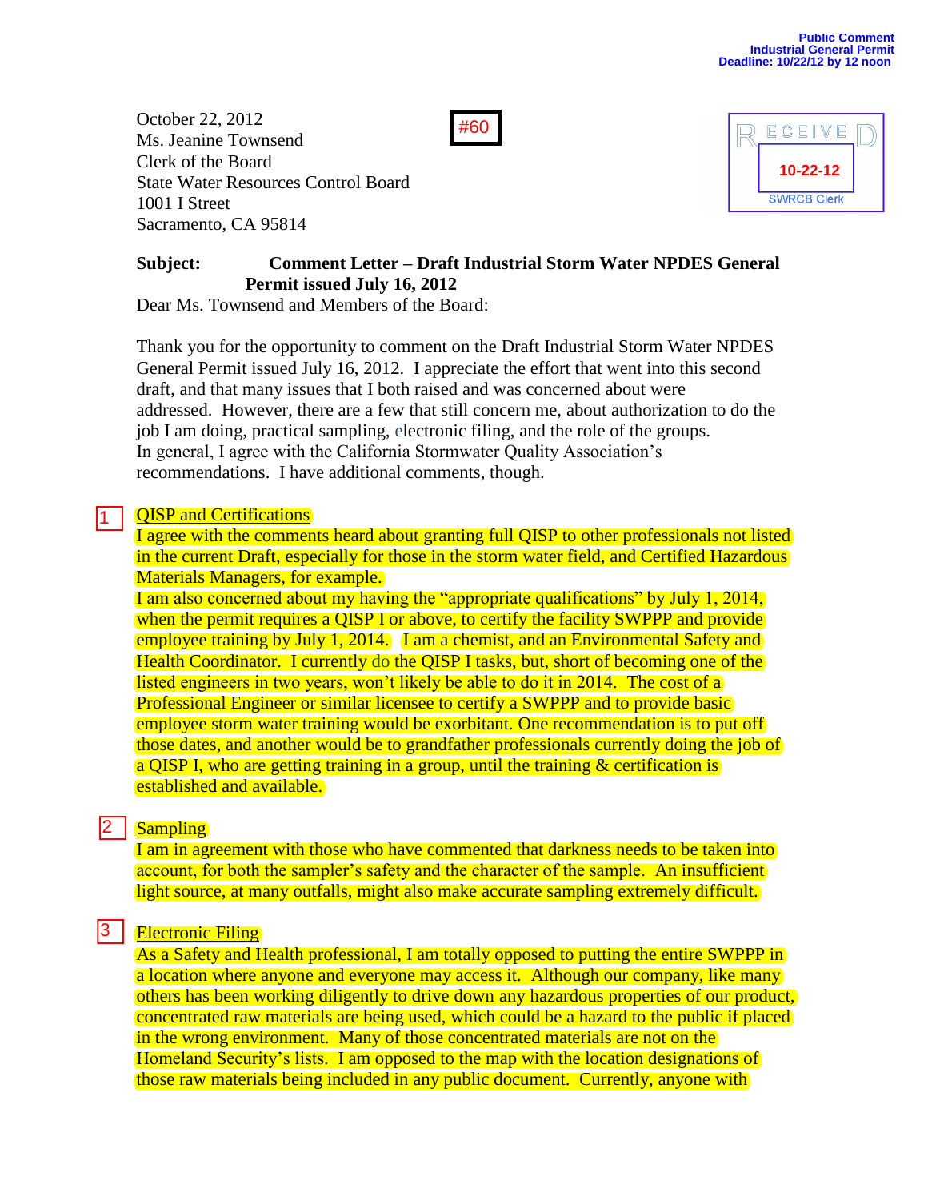Public Comment
Industrial General Permit
Deadline: 10/22/12 by 12 noon

#60

RECEIVED
10-22-12
SWRCB Clerk

October 22, 2012
Ms. Jeanine Townsend
Clerk of the Board
State Water Resources Control Board
1001 I Street
Sacramento, CA 95814

**Subject: Comment Letter – Draft Industrial Storm Water NPDES General Permit issued July 16, 2012**

Dear Ms. Townsend and Members of the Board:

Thank you for the opportunity to comment on the Draft Industrial Storm Water NPDES General Permit issued July 16, 2012. I appreciate the effort that went into this second draft, and that many issues that I both raised and was concerned about were addressed. However, there are a few that still concern me, about authorization to do the job I am doing, practical sampling, electronic filing, and the role of the groups. In general, I agree with the California Stormwater Quality Association's recommendations. I have additional comments, though.

1 QISP and Certifications

I agree with the comments heard about granting full QISP to other professionals not listed in the current Draft, especially for those in the storm water field, and Certified Hazardous Materials Managers, for example.

I am also concerned about my having the "appropriate qualifications" by July 1, 2014, when the permit requires a QISP I or above, to certify the facility SWPPP and provide employee training by July 1, 2014. I am a chemist, and an Environmental Safety and Health Coordinator. I currently do the QISP I tasks, but, short of becoming one of the listed engineers in two years, won't likely be able to do it in 2014. The cost of a Professional Engineer or similar licensee to certify a SWPPP and to provide basic employee storm water training would be exorbitant. One recommendation is to put off those dates, and another would be to grandfather professionals currently doing the job of a QISP I, who are getting training in a group, until the training & certification is established and available.

2 Sampling

I am in agreement with those who have commented that darkness needs to be taken into account, for both the sampler's safety and the character of the sample. An insufficient light source, at many outfalls, might also make accurate sampling extremely difficult.

3 Electronic Filing

As a Safety and Health professional, I am totally opposed to putting the entire SWPPP in a location where anyone and everyone may access it. Although our company, like many others has been working diligently to drive down any hazardous properties of our product, concentrated raw materials are being used, which could be a hazard to the public if placed in the wrong environment. Many of those concentrated materials are not on the Homeland Security's lists. I am opposed to the map with the location designations of those raw materials being included in any public document. Currently, anyone with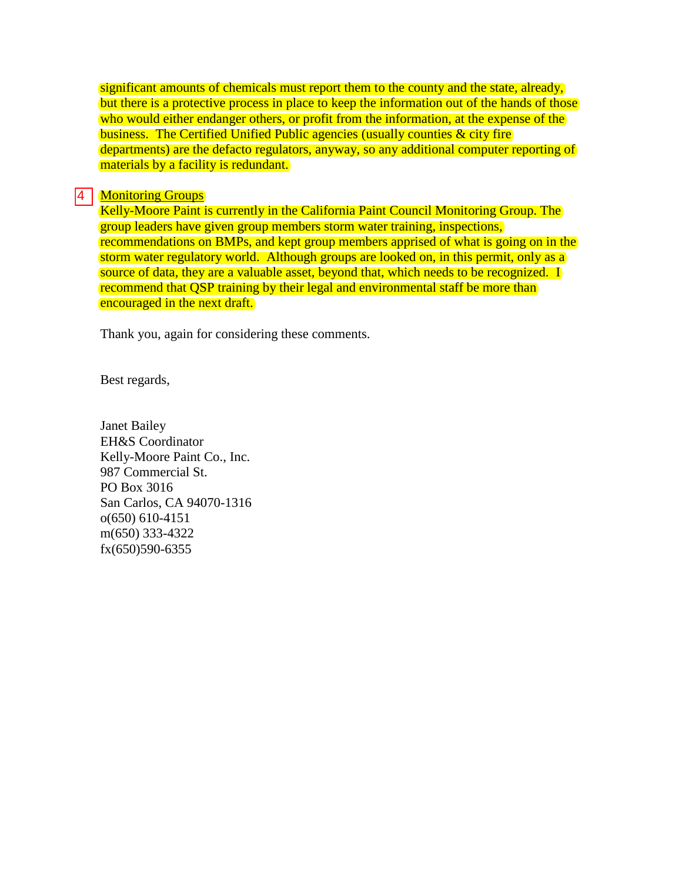significant amounts of chemicals must report them to the county and the state, already, but there is a protective process in place to keep the information out of the hands of those who would either endanger others, or profit from the information, at the expense of the business. The Certified Unified Public agencies (usually counties & city fire departments) are the defacto regulators, anyway, so any additional computer reporting of materials by a facility is redundant.

4 Monitoring Groups

Kelly-Moore Paint is currently in the California Paint Council Monitoring Group. The group leaders have given group members storm water training, inspections, recommendations on BMPs, and kept group members apprised of what is going on in the storm water regulatory world. Although groups are looked on, in this permit, only as a source of data, they are a valuable asset, beyond that, which needs to be recognized. I recommend that QSP training by their legal and environmental staff be more than encouraged in the next draft.

Thank you, again for considering these comments.

Best regards,

Janet Bailey
EH&S Coordinator
Kelly-Moore Paint Co., Inc.
987 Commercial St.
PO Box 3016
San Carlos, CA 94070-1316
o(650) 610-4151
m(650) 333-4322
fx(650)590-6355